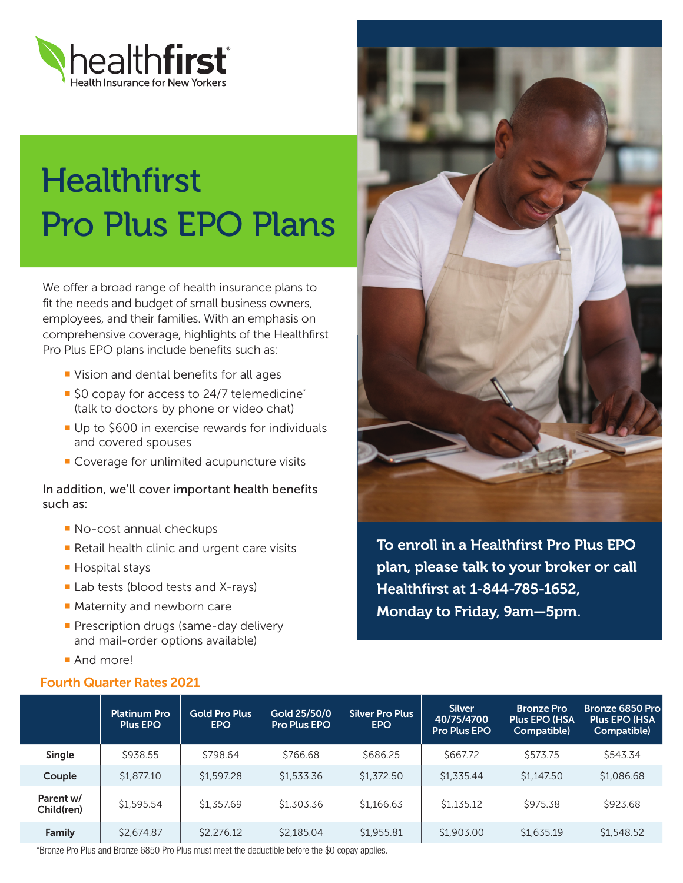healthfirst
Health Insurance for New Yorkers

# Healthfirst Pro Plus EPO Plans

We offer a broad range of health insurance plans to fit the needs and budget of small business owners, employees, and their families. With an emphasis on comprehensive coverage, highlights of the Healthfirst Pro Plus EPO plans include benefits such as:

- Vision and dental benefits for all ages
- $0 copay for access to 24/7 telemedicine* (talk to doctors by phone or video chat)
- Up to $600 in exercise rewards for individuals and covered spouses
- Coverage for unlimited acupuncture visits

In addition, we'll cover important health benefits such as:

- No-cost annual checkups
- Retail health clinic and urgent care visits
- Hospital stays
- Lab tests (blood tests and X-rays)
- Maternity and newborn care
- Prescription drugs (same-day delivery and mail-order options available)
- And more!

**To enroll in a Healthfirst Pro Plus EPO plan, please talk to your broker or call Healthfirst at 1-844-785-1652, Monday to Friday, 9am—5pm.**

## Fourth Quarter Rates 2021

| | Platinum Pro Plus EPO | Gold Pro Plus EPO | Gold 25/50/0 Pro Plus EPO | Silver Pro Plus EPO | Silver 40/75/4700 Pro Plus EPO | Bronze Pro Plus EPO (HSA Compatible) | Bronze 6850 Pro Plus EPO (HSA Compatible) |
|---|---|---|---|---|---|---|---|
| Single | $938.55 | $798.64 | $766.68 | $686.25 | $667.72 | $573.75 | $543.34 |
| Couple | $1,877.10 | $1,597.28 | $1,533.36 | $1,372.50 | $1,335.44 | $1,147.50 | $1,086.68 |
| Parent w/ Child(ren) | $1,595.54 | $1,357.69 | $1,303.36 | $1,166.63 | $1,135.12 | $975.38 | $923.68 |
| Family | $2,674.87 | $2,276.12 | $2,185.04 | $1,955.81 | $1,903.00 | $1,635.19 | $1,548.52 |

*Bronze Pro Plus and Bronze 6850 Pro Plus must meet the deductible before the $0 copay applies.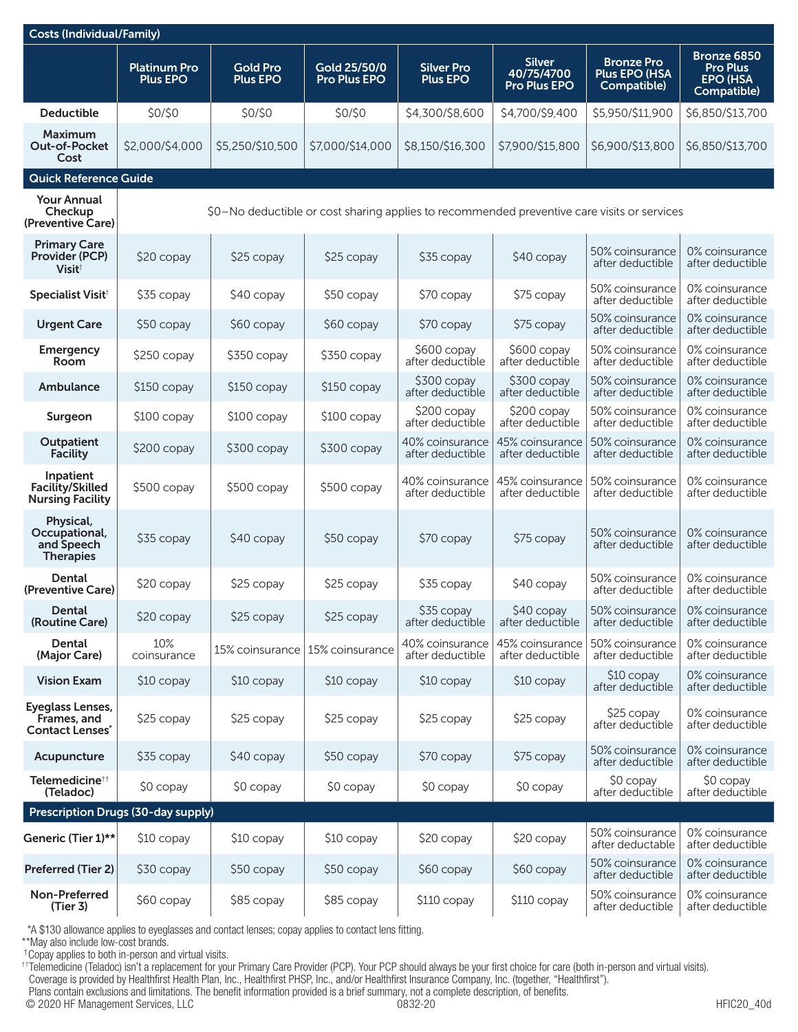| Costs (Individual/Family) | Platinum Pro Plus EPO | Gold Pro Plus EPO | Gold 25/50/0 Pro Plus EPO | Silver Pro Plus EPO | Silver 40/75/4700 Pro Plus EPO | Bronze Pro Plus EPO (HSA Compatible) | Bronze 6850 Pro Plus EPO (HSA Compatible) |
|---|---|---|---|---|---|---|---|
| Deductible | $0/$0 | $0/$0 | $0/$0 | $4,300/$8,600 | $4,700/$9,400 | $5,950/$11,900 | $6,850/$13,700 |
| Maximum Out-of-Pocket Cost | $2,000/$4,000 | $5,250/$10,500 | $7,000/$14,000 | $8,150/$16,300 | $7,900/$15,800 | $6,900/$13,800 | $6,850/$13,700 |
| **Quick Reference Guide** | | | | | | | |
| Your Annual Checkup (Preventive Care) | $0—No deductible or cost sharing applies to recommended preventive care visits or services | | | | | | |
| Primary Care Provider (PCP) Visit† | $20 copay | $25 copay | $25 copay | $35 copay | $40 copay | 50% coinsurance after deductible | 0% coinsurance after deductible |
| Specialist Visit† | $35 copay | $40 copay | $50 copay | $70 copay | $75 copay | 50% coinsurance after deductible | 0% coinsurance after deductible |
| Urgent Care | $50 copay | $60 copay | $60 copay | $70 copay | $75 copay | 50% coinsurance after deductible | 0% coinsurance after deductible |
| Emergency Room | $250 copay | $350 copay | $350 copay | $600 copay after deductible | $600 copay after deductible | 50% coinsurance after deductible | 0% coinsurance after deductible |
| Ambulance | $150 copay | $150 copay | $150 copay | $300 copay after deductible | $300 copay after deductible | 50% coinsurance after deductible | 0% coinsurance after deductible |
| Surgeon | $100 copay | $100 copay | $100 copay | $200 copay after deductible | $200 copay after deductible | 50% coinsurance after deductible | 0% coinsurance after deductible |
| Outpatient Facility | $200 copay | $300 copay | $300 copay | 40% coinsurance after deductible | 45% coinsurance after deductible | 50% coinsurance after deductible | 0% coinsurance after deductible |
| Inpatient Facility/Skilled Nursing Facility | $500 copay | $500 copay | $500 copay | 40% coinsurance after deductible | 45% coinsurance after deductible | 50% coinsurance after deductible | 0% coinsurance after deductible |
| Physical, Occupational, and Speech Therapies | $35 copay | $40 copay | $50 copay | $70 copay | $75 copay | 50% coinsurance after deductible | 0% coinsurance after deductible |
| Dental (Preventive Care) | $20 copay | $25 copay | $25 copay | $35 copay | $40 copay | 50% coinsurance after deductible | 0% coinsurance after deductible |
| Dental (Routine Care) | $20 copay | $25 copay | $25 copay | $35 copay after deductible | $40 copay after deductible | 50% coinsurance after deductible | 0% coinsurance after deductible |
| Dental (Major Care) | 10% coinsurance | 15% coinsurance | 15% coinsurance | 40% coinsurance after deductible | 45% coinsurance after deductible | 50% coinsurance after deductible | 0% coinsurance after deductible |
| Vision Exam | $10 copay | $10 copay | $10 copay | $10 copay | $10 copay | $10 copay after deductible | 0% coinsurance after deductible |
| Eyeglass Lenses, Frames, and Contact Lenses* | $25 copay | $25 copay | $25 copay | $25 copay | $25 copay | $25 copay after deductible | 0% coinsurance after deductible |
| Acupuncture | $35 copay | $40 copay | $50 copay | $70 copay | $75 copay | 50% coinsurance after deductible | 0% coinsurance after deductible |
| Telemedicine†† (Teladoc) | $0 copay | $0 copay | $0 copay | $0 copay | $0 copay | $0 copay after deductible | $0 copay after deductible |
| **Prescription Drugs (30-day supply)** | | | | | | | |
| Generic (Tier 1)** | $10 copay | $10 copay | $10 copay | $20 copay | $20 copay | 50% coinsurance after deductable | 0% coinsurance after deductible |
| Preferred (Tier 2) | $30 copay | $50 copay | $50 copay | $60 copay | $60 copay | 50% coinsurance after deductible | 0% coinsurance after deductible |
| Non-Preferred (Tier 3) | $60 copay | $85 copay | $85 copay | $110 copay | $110 copay | 50% coinsurance after deductible | 0% coinsurance after deductible |

*A $130 allowance applies to eyeglasses and contact lenses; copay applies to contact lens fitting.
**May also include low-cost brands.
†Copay applies to both in-person and virtual visits.
††Telemedicine (Teladoc) isn't a replacement for your Primary Care Provider (PCP). Your PCP should always be your first choice for care (both in-person and virtual visits).
Coverage is provided by Healthfirst Health Plan, Inc., Healthfirst PHSP, Inc., and/or Healthfirst Insurance Company, Inc. (together, "Healthfirst").
Plans contain exclusions and limitations. The benefit information provided is a brief summary, not a complete description, of benefits.
© 2020 HF Management Services, LLC 0832-20 HFIC20_40d